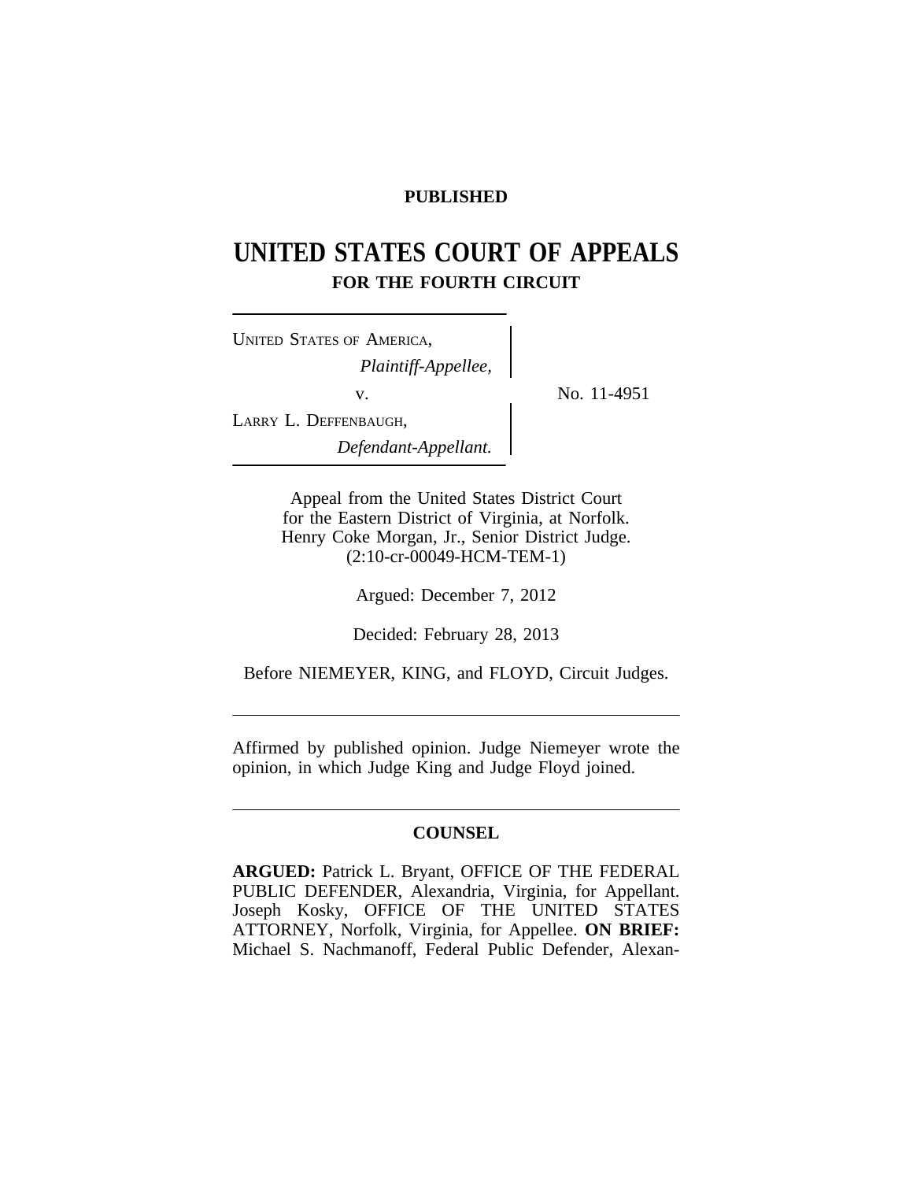**PUBLISHED**

# UNITED STATES COURT OF APPEALS
## FOR THE FOURTH CIRCUIT

UNITED STATES OF AMERICA,
*Plaintiff-Appellee,*

v.

LARRY L. DEFFENBAUGH,
*Defendant-Appellant.*

No. 11-4951

Appeal from the United States District Court
for the Eastern District of Virginia, at Norfolk.
Henry Coke Morgan, Jr., Senior District Judge.
(2:10-cr-00049-HCM-TEM-1)

Argued: December 7, 2012

Decided: February 28, 2013

Before NIEMEYER, KING, and FLOYD, Circuit Judges.

---

Affirmed by published opinion. Judge Niemeyer wrote the opinion, in which Judge King and Judge Floyd joined.

---

**COUNSEL**

**ARGUED:** Patrick L. Bryant, OFFICE OF THE FEDERAL PUBLIC DEFENDER, Alexandria, Virginia, for Appellant. Joseph Kosky, OFFICE OF THE UNITED STATES ATTORNEY, Norfolk, Virginia, for Appellee. **ON BRIEF:** Michael S. Nachmanoff, Federal Public Defender, Alexan-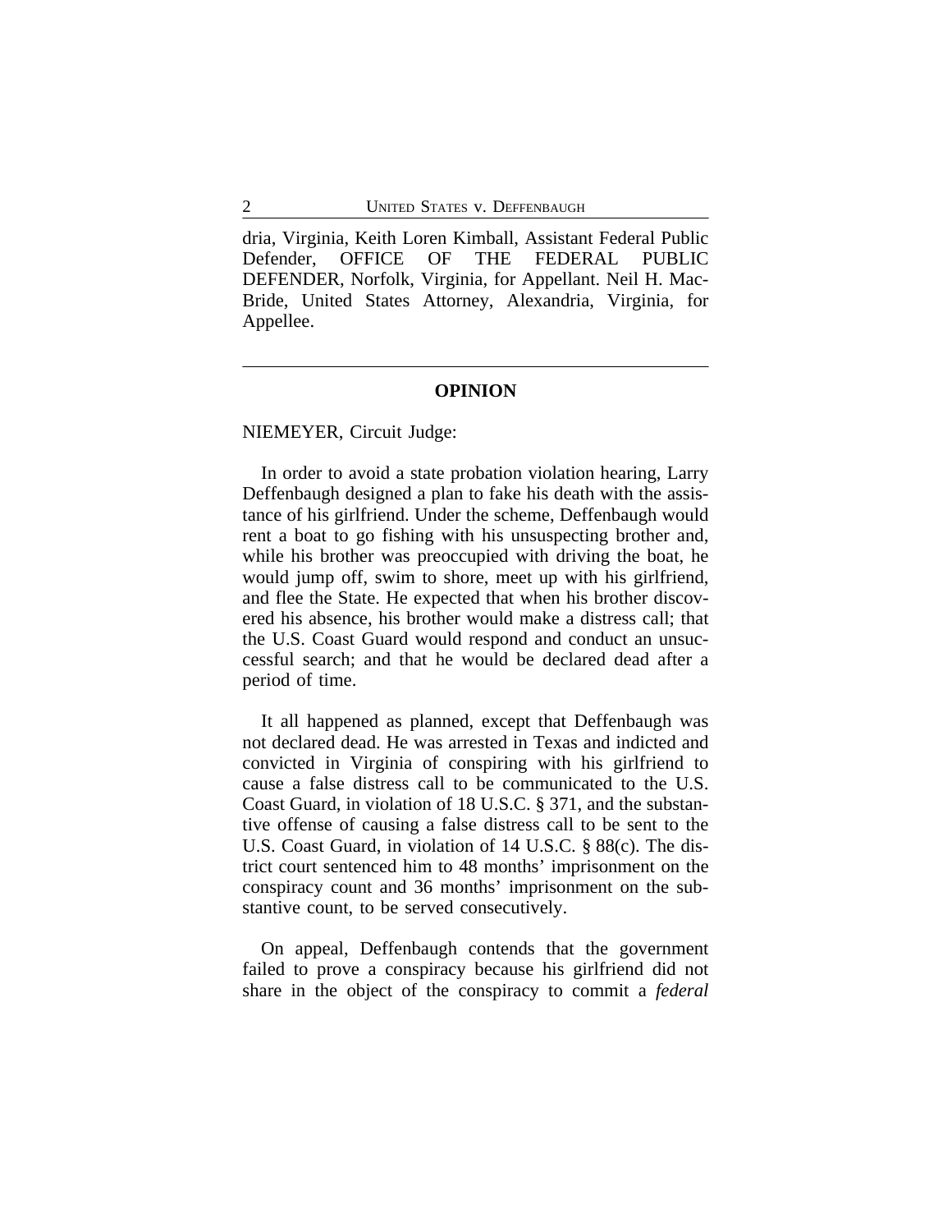dria, Virginia, Keith Loren Kimball, Assistant Federal Public Defender, OFFICE OF THE FEDERAL PUBLIC DEFENDER, Norfolk, Virginia, for Appellant. Neil H. MacBride, United States Attorney, Alexandria, Virginia, for Appellee.

---

## OPINION

NIEMEYER, Circuit Judge:

In order to avoid a state probation violation hearing, Larry Deffenbaugh designed a plan to fake his death with the assistance of his girlfriend. Under the scheme, Deffenbaugh would rent a boat to go fishing with his unsuspecting brother and, while his brother was preoccupied with driving the boat, he would jump off, swim to shore, meet up with his girlfriend, and flee the State. He expected that when his brother discovered his absence, his brother would make a distress call; that the U.S. Coast Guard would respond and conduct an unsuccessful search; and that he would be declared dead after a period of time.

It all happened as planned, except that Deffenbaugh was not declared dead. He was arrested in Texas and indicted and convicted in Virginia of conspiring with his girlfriend to cause a false distress call to be communicated to the U.S. Coast Guard, in violation of 18 U.S.C. § 371, and the substantive offense of causing a false distress call to be sent to the U.S. Coast Guard, in violation of 14 U.S.C. § 88(c). The district court sentenced him to 48 months' imprisonment on the conspiracy count and 36 months' imprisonment on the substantive count, to be served consecutively.

On appeal, Deffenbaugh contends that the government failed to prove a conspiracy because his girlfriend did not share in the object of the conspiracy to commit a *federal*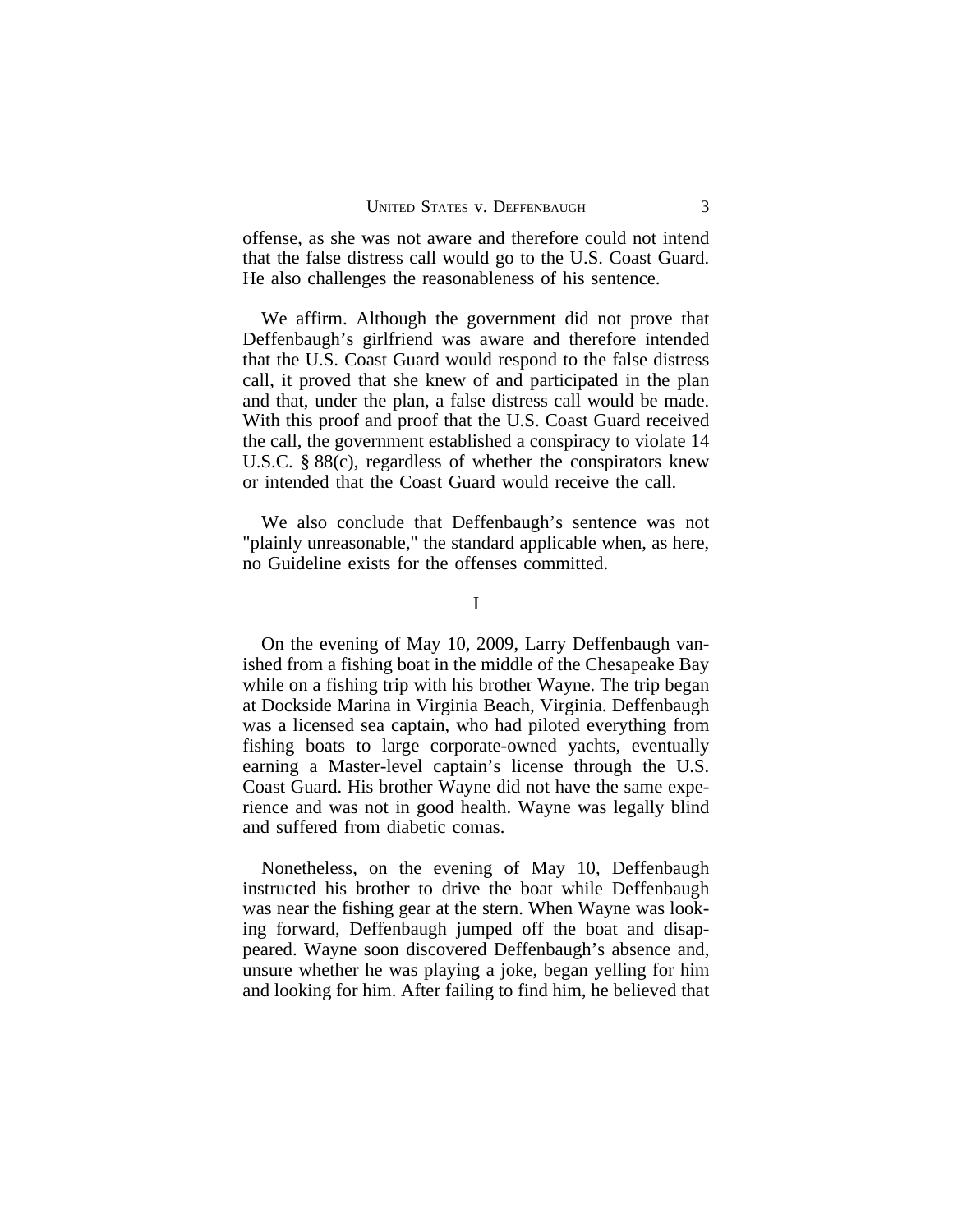offense, as she was not aware and therefore could not intend that the false distress call would go to the U.S. Coast Guard. He also challenges the reasonableness of his sentence.

We affirm. Although the government did not prove that Deffenbaugh's girlfriend was aware and therefore intended that the U.S. Coast Guard would respond to the false distress call, it proved that she knew of and participated in the plan and that, under the plan, a false distress call would be made. With this proof and proof that the U.S. Coast Guard received the call, the government established a conspiracy to violate 14 U.S.C. § 88(c), regardless of whether the conspirators knew or intended that the Coast Guard would receive the call.

We also conclude that Deffenbaugh's sentence was not "plainly unreasonable," the standard applicable when, as here, no Guideline exists for the offenses committed.

## I

On the evening of May 10, 2009, Larry Deffenbaugh vanished from a fishing boat in the middle of the Chesapeake Bay while on a fishing trip with his brother Wayne. The trip began at Dockside Marina in Virginia Beach, Virginia. Deffenbaugh was a licensed sea captain, who had piloted everything from fishing boats to large corporate-owned yachts, eventually earning a Master-level captain's license through the U.S. Coast Guard. His brother Wayne did not have the same experience and was not in good health. Wayne was legally blind and suffered from diabetic comas.

Nonetheless, on the evening of May 10, Deffenbaugh instructed his brother to drive the boat while Deffenbaugh was near the fishing gear at the stern. When Wayne was looking forward, Deffenbaugh jumped off the boat and disappeared. Wayne soon discovered Deffenbaugh's absence and, unsure whether he was playing a joke, began yelling for him and looking for him. After failing to find him, he believed that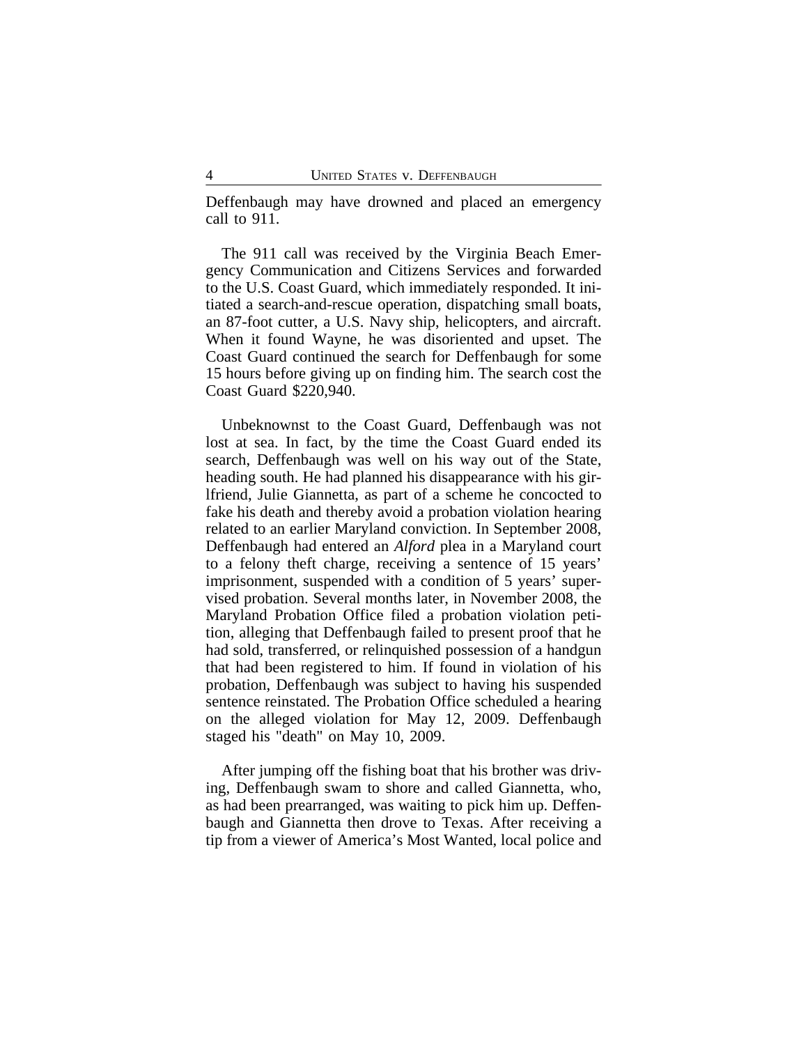Deffenbaugh may have drowned and placed an emergency call to 911.

The 911 call was received by the Virginia Beach Emergency Communication and Citizens Services and forwarded to the U.S. Coast Guard, which immediately responded. It initiated a search-and-rescue operation, dispatching small boats, an 87-foot cutter, a U.S. Navy ship, helicopters, and aircraft. When it found Wayne, he was disoriented and upset. The Coast Guard continued the search for Deffenbaugh for some 15 hours before giving up on finding him. The search cost the Coast Guard $220,940.

Unbeknownst to the Coast Guard, Deffenbaugh was not lost at sea. In fact, by the time the Coast Guard ended its search, Deffenbaugh was well on his way out of the State, heading south. He had planned his disappearance with his girlfriend, Julie Giannetta, as part of a scheme he concocted to fake his death and thereby avoid a probation violation hearing related to an earlier Maryland conviction. In September 2008, Deffenbaugh had entered an *Alford* plea in a Maryland court to a felony theft charge, receiving a sentence of 15 years' imprisonment, suspended with a condition of 5 years' supervised probation. Several months later, in November 2008, the Maryland Probation Office filed a probation violation petition, alleging that Deffenbaugh failed to present proof that he had sold, transferred, or relinquished possession of a handgun that had been registered to him. If found in violation of his probation, Deffenbaugh was subject to having his suspended sentence reinstated. The Probation Office scheduled a hearing on the alleged violation for May 12, 2009. Deffenbaugh staged his "death" on May 10, 2009.

After jumping off the fishing boat that his brother was driving, Deffenbaugh swam to shore and called Giannetta, who, as had been prearranged, was waiting to pick him up. Deffenbaugh and Giannetta then drove to Texas. After receiving a tip from a viewer of America's Most Wanted, local police and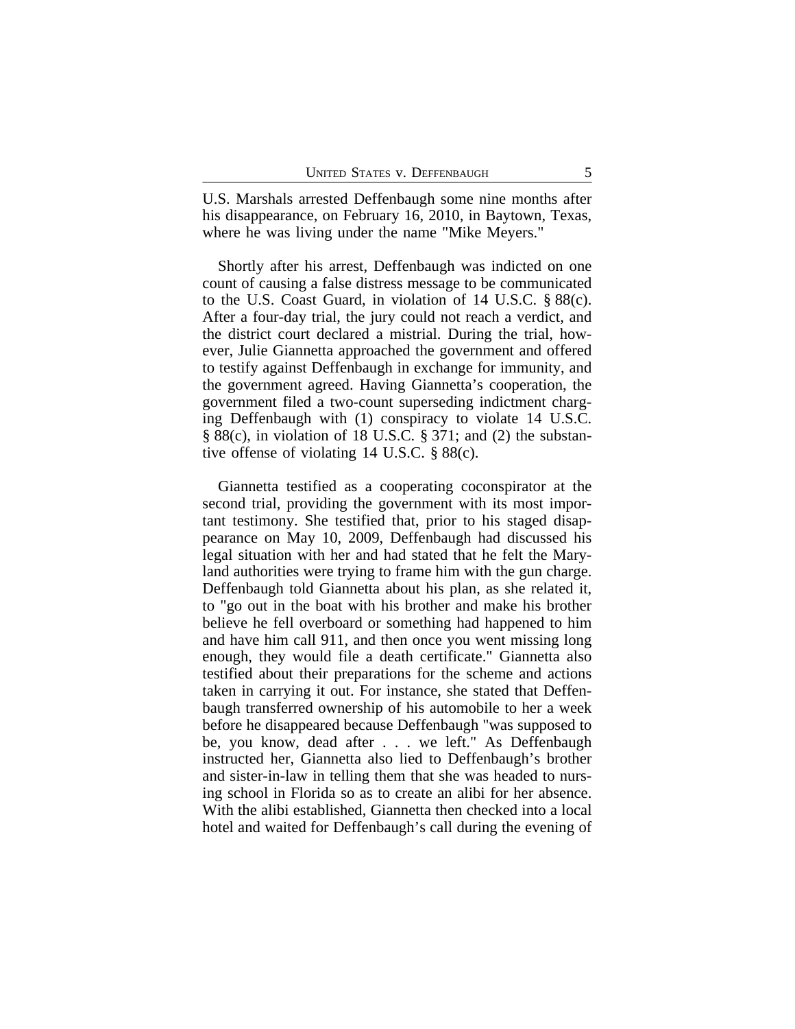U.S. Marshals arrested Deffenbaugh some nine months after his disappearance, on February 16, 2010, in Baytown, Texas, where he was living under the name "Mike Meyers."

Shortly after his arrest, Deffenbaugh was indicted on one count of causing a false distress message to be communicated to the U.S. Coast Guard, in violation of 14 U.S.C. § 88(c). After a four-day trial, the jury could not reach a verdict, and the district court declared a mistrial. During the trial, however, Julie Giannetta approached the government and offered to testify against Deffenbaugh in exchange for immunity, and the government agreed. Having Giannetta's cooperation, the government filed a two-count superseding indictment charging Deffenbaugh with (1) conspiracy to violate 14 U.S.C. § 88(c), in violation of 18 U.S.C. § 371; and (2) the substantive offense of violating 14 U.S.C. § 88(c).

Giannetta testified as a cooperating coconspirator at the second trial, providing the government with its most important testimony. She testified that, prior to his staged disappearance on May 10, 2009, Deffenbaugh had discussed his legal situation with her and had stated that he felt the Maryland authorities were trying to frame him with the gun charge. Deffenbaugh told Giannetta about his plan, as she related it, to "go out in the boat with his brother and make his brother believe he fell overboard or something had happened to him and have him call 911, and then once you went missing long enough, they would file a death certificate." Giannetta also testified about their preparations for the scheme and actions taken in carrying it out. For instance, she stated that Deffenbaugh transferred ownership of his automobile to her a week before he disappeared because Deffenbaugh "was supposed to be, you know, dead after . . . we left." As Deffenbaugh instructed her, Giannetta also lied to Deffenbaugh's brother and sister-in-law in telling them that she was headed to nursing school in Florida so as to create an alibi for her absence. With the alibi established, Giannetta then checked into a local hotel and waited for Deffenbaugh's call during the evening of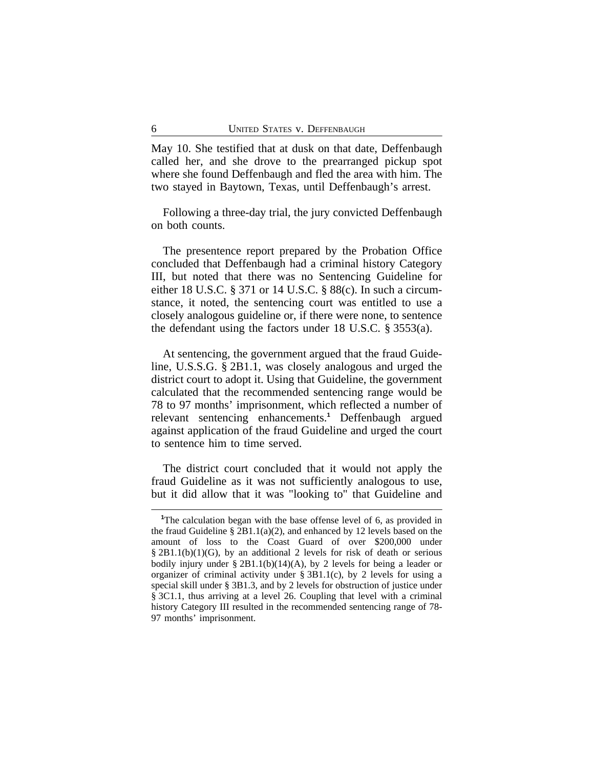May 10. She testified that at dusk on that date, Deffenbaugh called her, and she drove to the prearranged pickup spot where she found Deffenbaugh and fled the area with him. The two stayed in Baytown, Texas, until Deffenbaugh's arrest.

Following a three-day trial, the jury convicted Deffenbaugh on both counts.

The presentence report prepared by the Probation Office concluded that Deffenbaugh had a criminal history Category III, but noted that there was no Sentencing Guideline for either 18 U.S.C. § 371 or 14 U.S.C. § 88(c). In such a circumstance, it noted, the sentencing court was entitled to use a closely analogous guideline or, if there were none, to sentence the defendant using the factors under 18 U.S.C. § 3553(a).

At sentencing, the government argued that the fraud Guideline, U.S.S.G. § 2B1.1, was closely analogous and urged the district court to adopt it. Using that Guideline, the government calculated that the recommended sentencing range would be 78 to 97 months' imprisonment, which reflected a number of relevant sentencing enhancements.[1] Deffenbaugh argued against application of the fraud Guideline and urged the court to sentence him to time served.

The district court concluded that it would not apply the fraud Guideline as it was not sufficiently analogous to use, but it did allow that it was "looking to" that Guideline and

---

[1]The calculation began with the base offense level of 6, as provided in the fraud Guideline § 2B1.1(a)(2), and enhanced by 12 levels based on the amount of loss to the Coast Guard of over $200,000 under § 2B1.1(b)(1)(G), by an additional 2 levels for risk of death or serious bodily injury under § 2B1.1(b)(14)(A), by 2 levels for being a leader or organizer of criminal activity under § 3B1.1(c), by 2 levels for using a special skill under § 3B1.3, and by 2 levels for obstruction of justice under § 3C1.1, thus arriving at a level 26. Coupling that level with a criminal history Category III resulted in the recommended sentencing range of 78-97 months' imprisonment.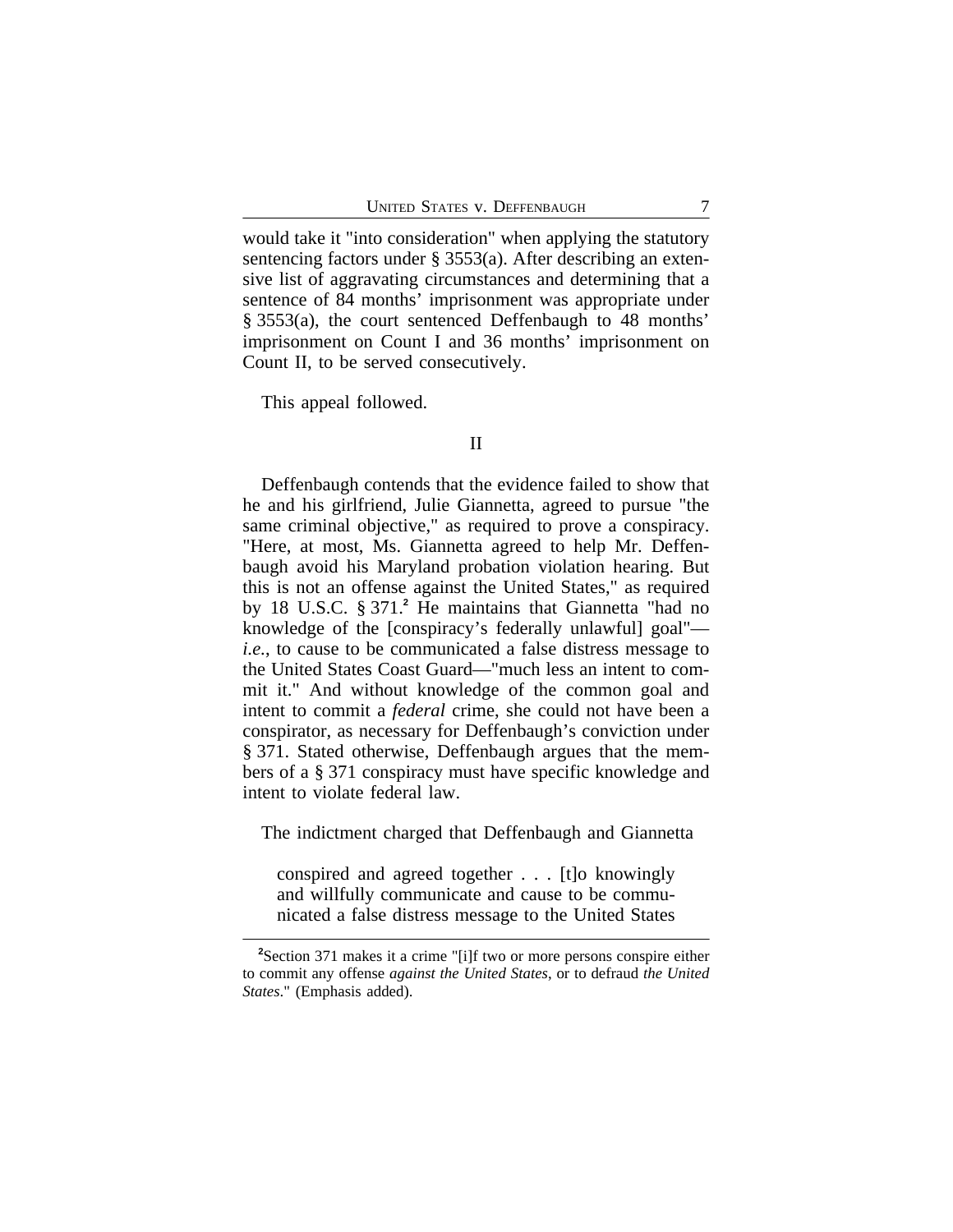would take it "into consideration" when applying the statutory sentencing factors under § 3553(a). After describing an extensive list of aggravating circumstances and determining that a sentence of 84 months' imprisonment was appropriate under § 3553(a), the court sentenced Deffenbaugh to 48 months' imprisonment on Count I and 36 months' imprisonment on Count II, to be served consecutively.

This appeal followed.

## II

Deffenbaugh contends that the evidence failed to show that he and his girlfriend, Julie Giannetta, agreed to pursue "the same criminal objective," as required to prove a conspiracy. "Here, at most, Ms. Giannetta agreed to help Mr. Deffenbaugh avoid his Maryland probation violation hearing. But this is not an offense against the United States," as required by 18 U.S.C. § 371.[2] He maintains that Giannetta "had no knowledge of the [conspiracy's federally unlawful] goal"—*i.e.*, to cause to be communicated a false distress message to the United States Coast Guard—"much less an intent to commit it." And without knowledge of the common goal and intent to commit a *federal* crime, she could not have been a conspirator, as necessary for Deffenbaugh's conviction under § 371. Stated otherwise, Deffenbaugh argues that the members of a § 371 conspiracy must have specific knowledge and intent to violate federal law.

The indictment charged that Deffenbaugh and Giannetta

> conspired and agreed together . . . [t]o knowingly and willfully communicate and cause to be communicated a false distress message to the United States

[2]Section 371 makes it a crime "[i]f two or more persons conspire either to commit any offense *against the United States*, or to defraud *the United States*." (Emphasis added).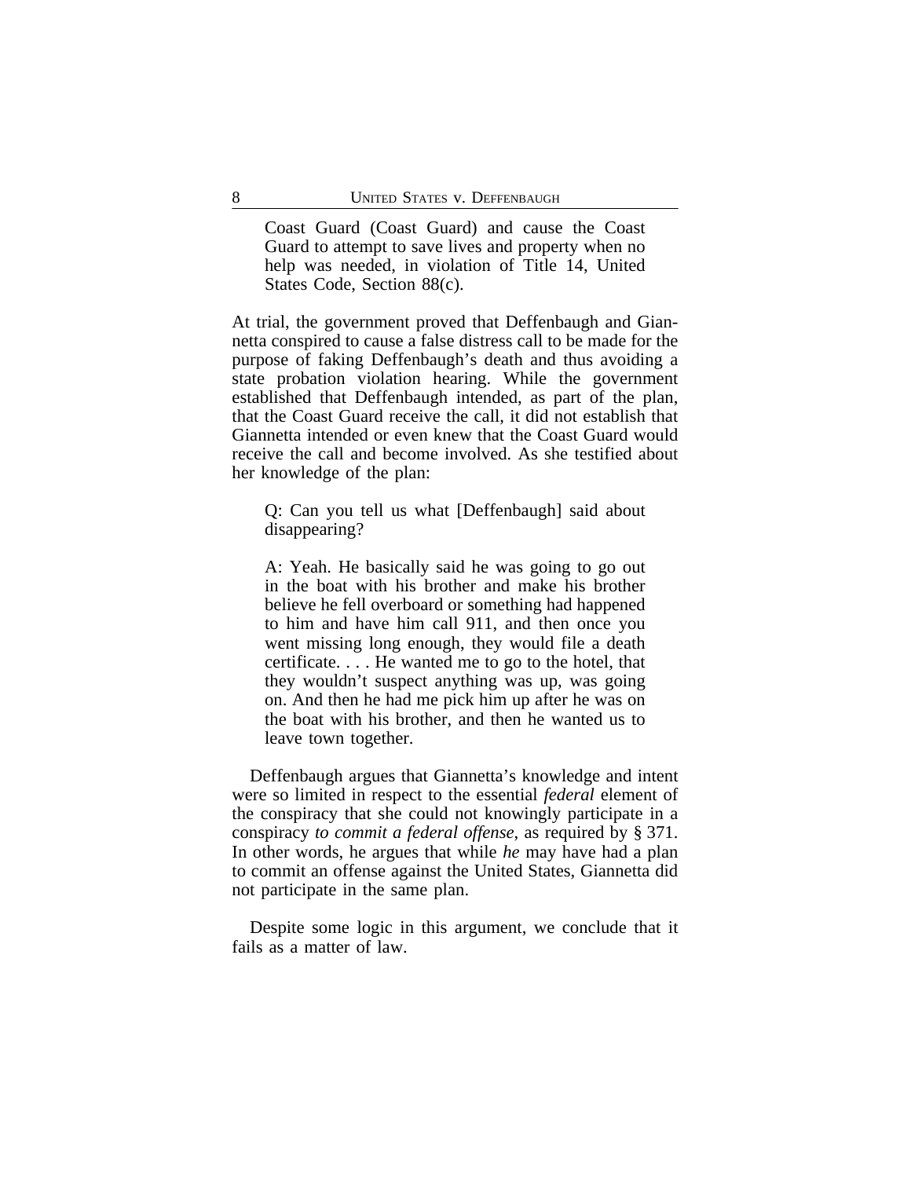> Coast Guard (Coast Guard) and cause the Coast Guard to attempt to save lives and property when no help was needed, in violation of Title 14, United States Code, Section 88(c).

At trial, the government proved that Deffenbaugh and Giannetta conspired to cause a false distress call to be made for the purpose of faking Deffenbaugh's death and thus avoiding a state probation violation hearing. While the government established that Deffenbaugh intended, as part of the plan, that the Coast Guard receive the call, it did not establish that Giannetta intended or even knew that the Coast Guard would receive the call and become involved. As she testified about her knowledge of the plan:

> Q: Can you tell us what [Deffenbaugh] said about disappearing?
>
> A: Yeah. He basically said he was going to go out in the boat with his brother and make his brother believe he fell overboard or something had happened to him and have him call 911, and then once you went missing long enough, they would file a death certificate. . . . He wanted me to go to the hotel, that they wouldn't suspect anything was up, was going on. And then he had me pick him up after he was on the boat with his brother, and then he wanted us to leave town together.

Deffenbaugh argues that Giannetta's knowledge and intent were so limited in respect to the essential *federal* element of the conspiracy that she could not knowingly participate in a conspiracy *to commit a federal offense*, as required by § 371. In other words, he argues that while *he* may have had a plan to commit an offense against the United States, Giannetta did not participate in the same plan.

Despite some logic in this argument, we conclude that it fails as a matter of law.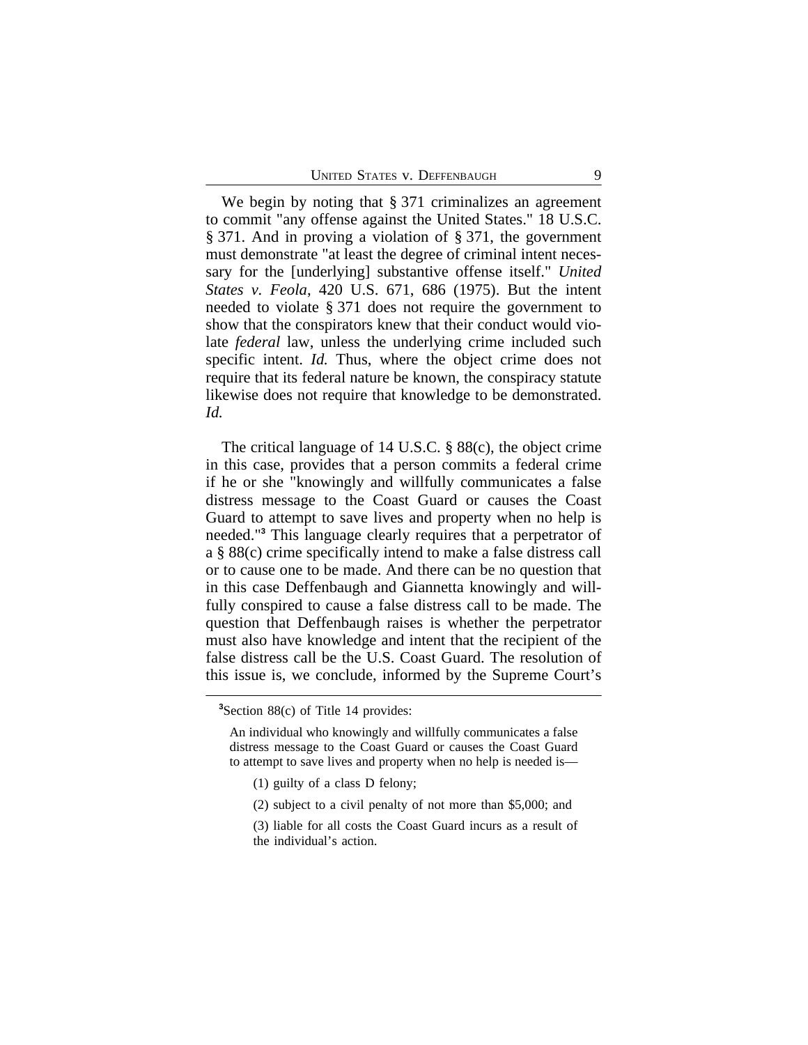We begin by noting that § 371 criminalizes an agreement to commit "any offense against the United States." 18 U.S.C. § 371. And in proving a violation of § 371, the government must demonstrate "at least the degree of criminal intent necessary for the [underlying] substantive offense itself." *United States v. Feola*, 420 U.S. 671, 686 (1975). But the intent needed to violate § 371 does not require the government to show that the conspirators knew that their conduct would violate *federal* law, unless the underlying crime included such specific intent. *Id.* Thus, where the object crime does not require that its federal nature be known, the conspiracy statute likewise does not require that knowledge to be demonstrated. *Id.*

The critical language of 14 U.S.C. § 88(c), the object crime in this case, provides that a person commits a federal crime if he or she "knowingly and willfully communicates a false distress message to the Coast Guard or causes the Coast Guard to attempt to save lives and property when no help is needed."[3] This language clearly requires that a perpetrator of a § 88(c) crime specifically intend to make a false distress call or to cause one to be made. And there can be no question that in this case Deffenbaugh and Giannetta knowingly and willfully conspired to cause a false distress call to be made. The question that Deffenbaugh raises is whether the perpetrator must also have knowledge and intent that the recipient of the false distress call be the U.S. Coast Guard. The resolution of this issue is, we conclude, informed by the Supreme Court's

---

[3]Section 88(c) of Title 14 provides:

> An individual who knowingly and willfully communicates a false distress message to the Coast Guard or causes the Coast Guard to attempt to save lives and property when no help is needed is—
>
> (1) guilty of a class D felony;
>
> (2) subject to a civil penalty of not more than $5,000; and
>
> (3) liable for all costs the Coast Guard incurs as a result of the individual's action.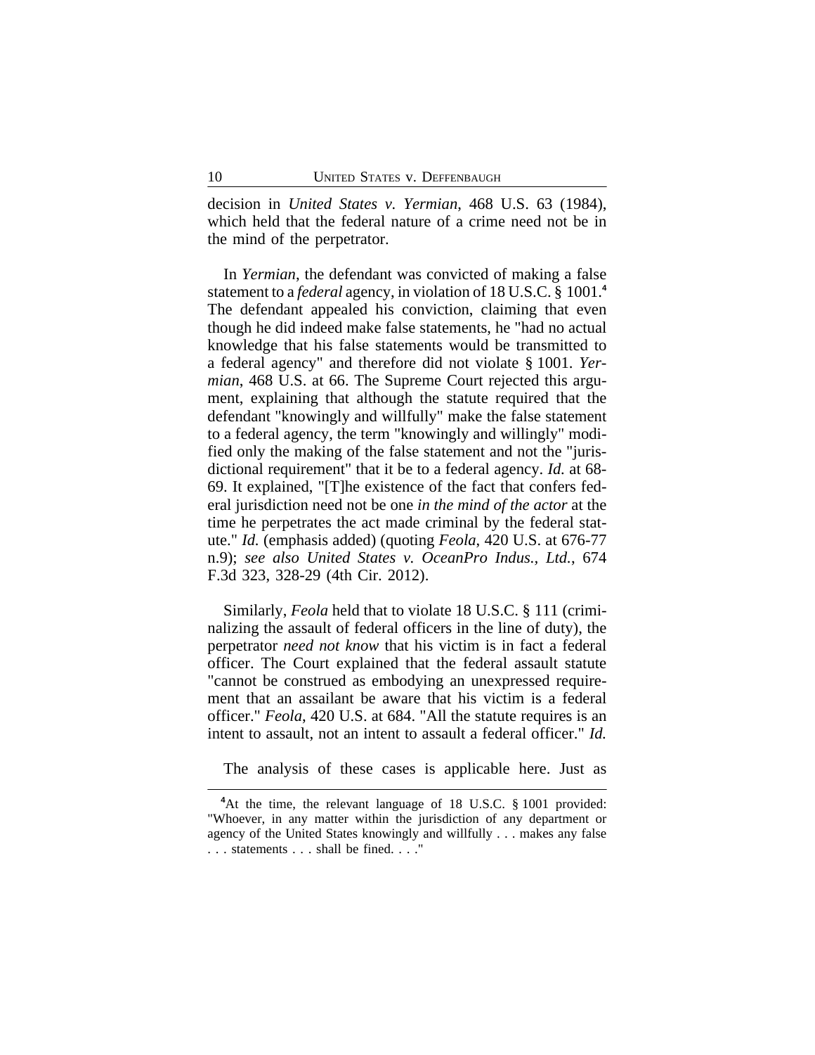decision in *United States v. Yermian*, 468 U.S. 63 (1984), which held that the federal nature of a crime need not be in the mind of the perpetrator.

In *Yermian*, the defendant was convicted of making a false statement to a *federal* agency, in violation of 18 U.S.C. § 1001.[4] The defendant appealed his conviction, claiming that even though he did indeed make false statements, he "had no actual knowledge that his false statements would be transmitted to a federal agency" and therefore did not violate § 1001. *Yermian*, 468 U.S. at 66. The Supreme Court rejected this argument, explaining that although the statute required that the defendant "knowingly and willfully" make the false statement to a federal agency, the term "knowingly and willingly" modified only the making of the false statement and not the "jurisdictional requirement" that it be to a federal agency. *Id.* at 68-69. It explained, "[T]he existence of the fact that confers federal jurisdiction need not be one *in the mind of the actor* at the time he perpetrates the act made criminal by the federal statute." *Id.* (emphasis added) (quoting *Feola*, 420 U.S. at 676-77 n.9); *see also United States v. OceanPro Indus., Ltd.*, 674 F.3d 323, 328-29 (4th Cir. 2012).

Similarly, *Feola* held that to violate 18 U.S.C. § 111 (criminalizing the assault of federal officers in the line of duty), the perpetrator *need not know* that his victim is in fact a federal officer. The Court explained that the federal assault statute "cannot be construed as embodying an unexpressed requirement that an assailant be aware that his victim is a federal officer." *Feola*, 420 U.S. at 684. "All the statute requires is an intent to assault, not an intent to assault a federal officer." *Id.*

The analysis of these cases is applicable here. Just as

[4]At the time, the relevant language of 18 U.S.C. § 1001 provided: "Whoever, in any matter within the jurisdiction of any department or agency of the United States knowingly and willfully . . . makes any false . . . statements . . . shall be fined. . . ."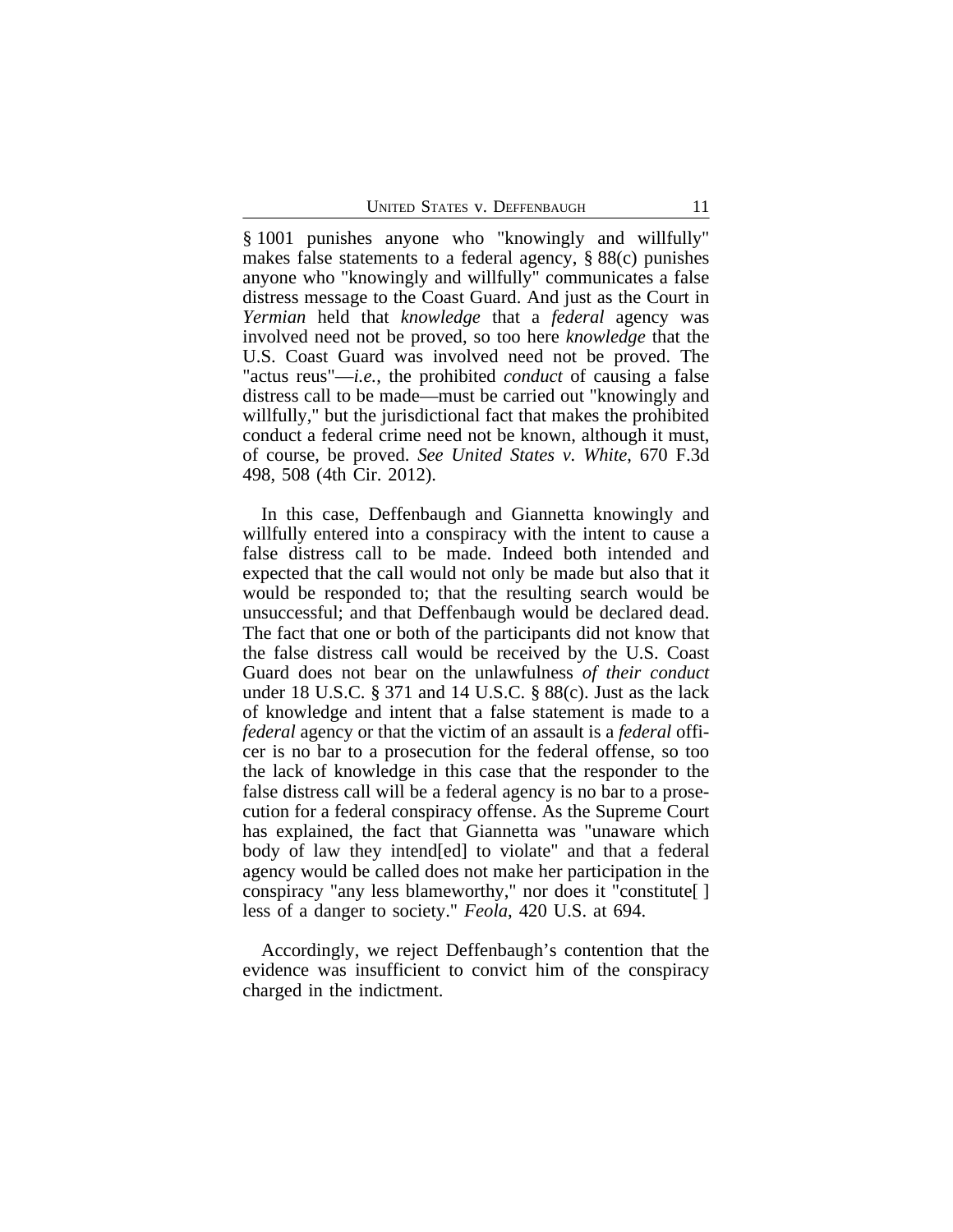§ 1001 punishes anyone who "knowingly and willfully" makes false statements to a federal agency, § 88(c) punishes anyone who "knowingly and willfully" communicates a false distress message to the Coast Guard. And just as the Court in *Yermian* held that *knowledge* that a *federal* agency was involved need not be proved, so too here *knowledge* that the U.S. Coast Guard was involved need not be proved. The "actus reus"—*i.e.*, the prohibited *conduct* of causing a false distress call to be made—must be carried out "knowingly and willfully," but the jurisdictional fact that makes the prohibited conduct a federal crime need not be known, although it must, of course, be proved. *See United States v. White*, 670 F.3d 498, 508 (4th Cir. 2012).

In this case, Deffenbaugh and Giannetta knowingly and willfully entered into a conspiracy with the intent to cause a false distress call to be made. Indeed both intended and expected that the call would not only be made but also that it would be responded to; that the resulting search would be unsuccessful; and that Deffenbaugh would be declared dead. The fact that one or both of the participants did not know that the false distress call would be received by the U.S. Coast Guard does not bear on the unlawfulness *of their conduct* under 18 U.S.C. § 371 and 14 U.S.C. § 88(c). Just as the lack of knowledge and intent that a false statement is made to a *federal* agency or that the victim of an assault is a *federal* officer is no bar to a prosecution for the federal offense, so too the lack of knowledge in this case that the responder to the false distress call will be a federal agency is no bar to a prosecution for a federal conspiracy offense. As the Supreme Court has explained, the fact that Giannetta was "unaware which body of law they intend[ed] to violate" and that a federal agency would be called does not make her participation in the conspiracy "any less blameworthy," nor does it "constitute[ ] less of a danger to society." *Feola*, 420 U.S. at 694.

Accordingly, we reject Deffenbaugh's contention that the evidence was insufficient to convict him of the conspiracy charged in the indictment.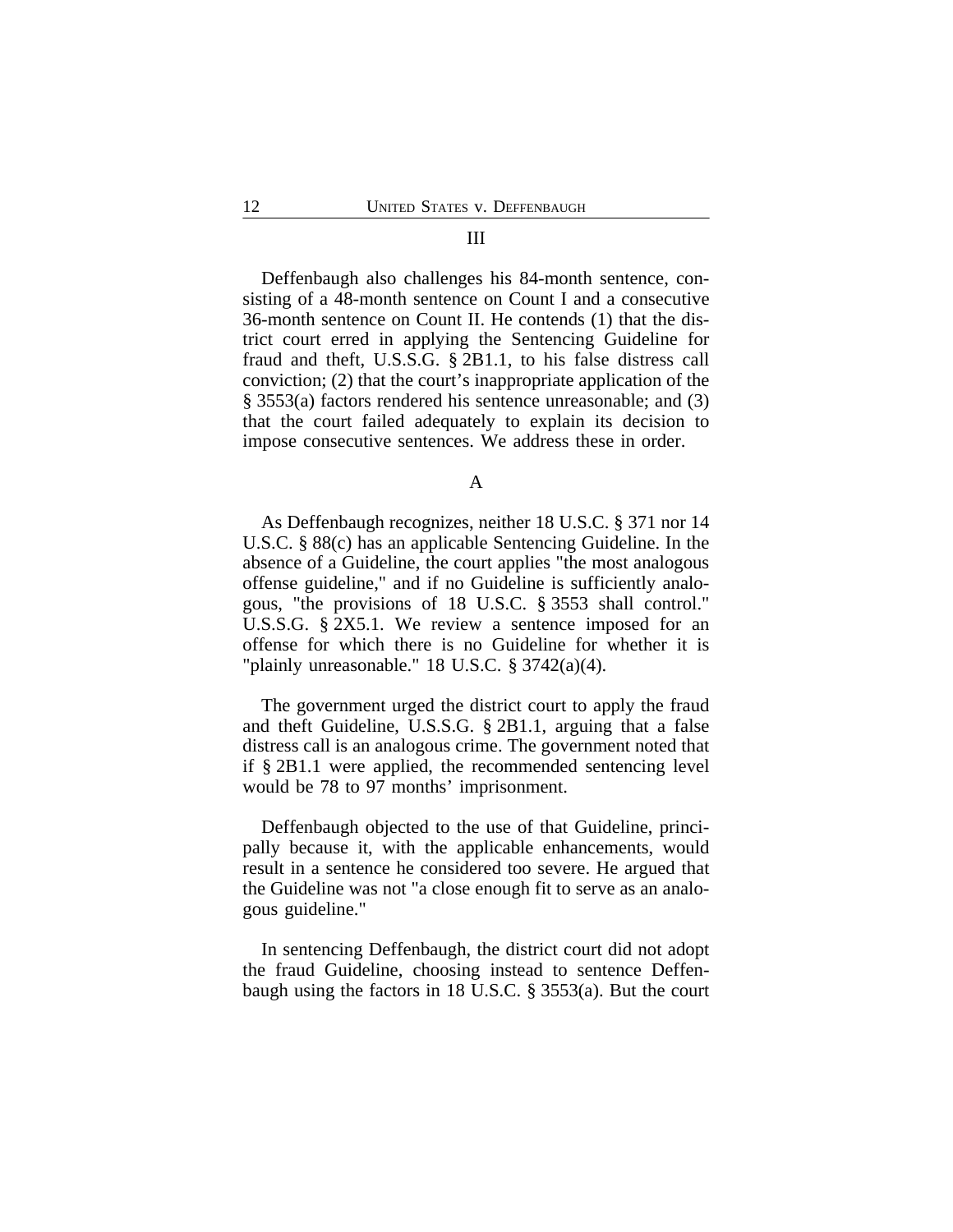## III

Deffenbaugh also challenges his 84-month sentence, consisting of a 48-month sentence on Count I and a consecutive 36-month sentence on Count II. He contends (1) that the district court erred in applying the Sentencing Guideline for fraud and theft, U.S.S.G. § 2B1.1, to his false distress call conviction; (2) that the court's inappropriate application of the § 3553(a) factors rendered his sentence unreasonable; and (3) that the court failed adequately to explain its decision to impose consecutive sentences. We address these in order.

### A

As Deffenbaugh recognizes, neither 18 U.S.C. § 371 nor 14 U.S.C. § 88(c) has an applicable Sentencing Guideline. In the absence of a Guideline, the court applies "the most analogous offense guideline," and if no Guideline is sufficiently analogous, "the provisions of 18 U.S.C. § 3553 shall control." U.S.S.G. § 2X5.1. We review a sentence imposed for an offense for which there is no Guideline for whether it is "plainly unreasonable." 18 U.S.C. § 3742(a)(4).

The government urged the district court to apply the fraud and theft Guideline, U.S.S.G. § 2B1.1, arguing that a false distress call is an analogous crime. The government noted that if § 2B1.1 were applied, the recommended sentencing level would be 78 to 97 months' imprisonment.

Deffenbaugh objected to the use of that Guideline, principally because it, with the applicable enhancements, would result in a sentence he considered too severe. He argued that the Guideline was not "a close enough fit to serve as an analogous guideline."

In sentencing Deffenbaugh, the district court did not adopt the fraud Guideline, choosing instead to sentence Deffenbaugh using the factors in 18 U.S.C. § 3553(a). But the court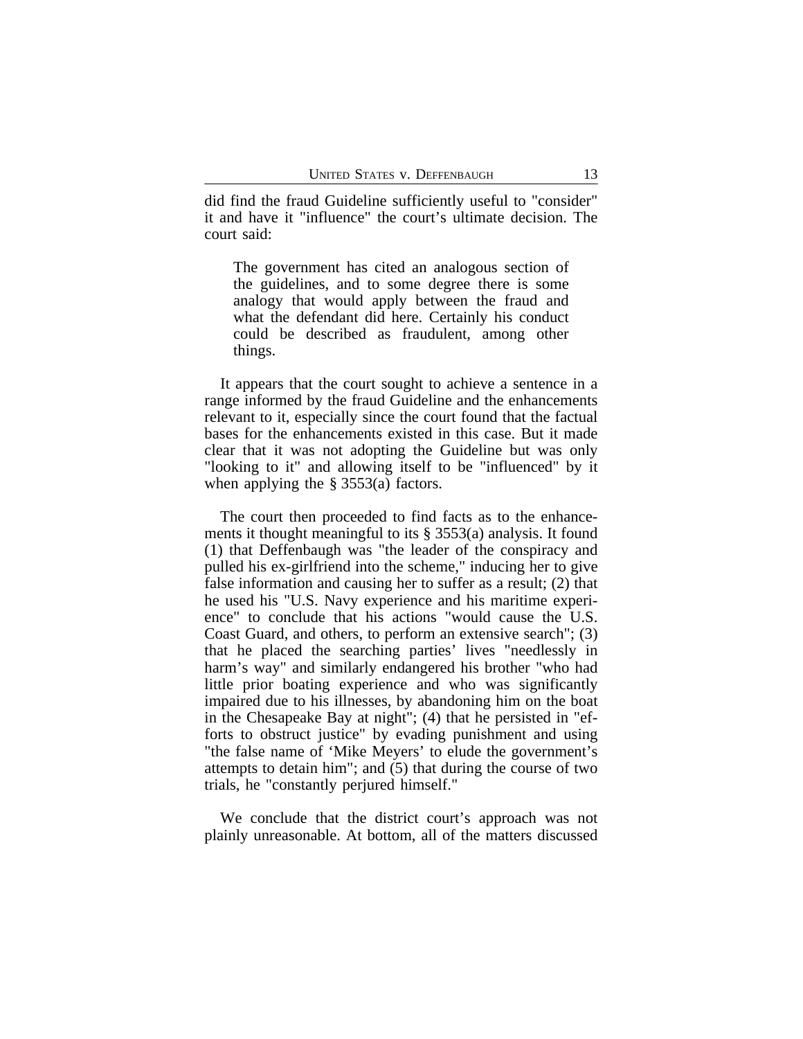did find the fraud Guideline sufficiently useful to "consider" it and have it "influence" the court's ultimate decision. The court said:

> The government has cited an analogous section of the guidelines, and to some degree there is some analogy that would apply between the fraud and what the defendant did here. Certainly his conduct could be described as fraudulent, among other things.

It appears that the court sought to achieve a sentence in a range informed by the fraud Guideline and the enhancements relevant to it, especially since the court found that the factual bases for the enhancements existed in this case. But it made clear that it was not adopting the Guideline but was only "looking to it" and allowing itself to be "influenced" by it when applying the § 3553(a) factors.

The court then proceeded to find facts as to the enhancements it thought meaningful to its § 3553(a) analysis. It found (1) that Deffenbaugh was "the leader of the conspiracy and pulled his ex-girlfriend into the scheme," inducing her to give false information and causing her to suffer as a result; (2) that he used his "U.S. Navy experience and his maritime experience" to conclude that his actions "would cause the U.S. Coast Guard, and others, to perform an extensive search"; (3) that he placed the searching parties' lives "needlessly in harm's way" and similarly endangered his brother "who had little prior boating experience and who was significantly impaired due to his illnesses, by abandoning him on the boat in the Chesapeake Bay at night"; (4) that he persisted in "efforts to obstruct justice" by evading punishment and using "the false name of 'Mike Meyers' to elude the government's attempts to detain him"; and (5) that during the course of two trials, he "constantly perjured himself."

We conclude that the district court's approach was not plainly unreasonable. At bottom, all of the matters discussed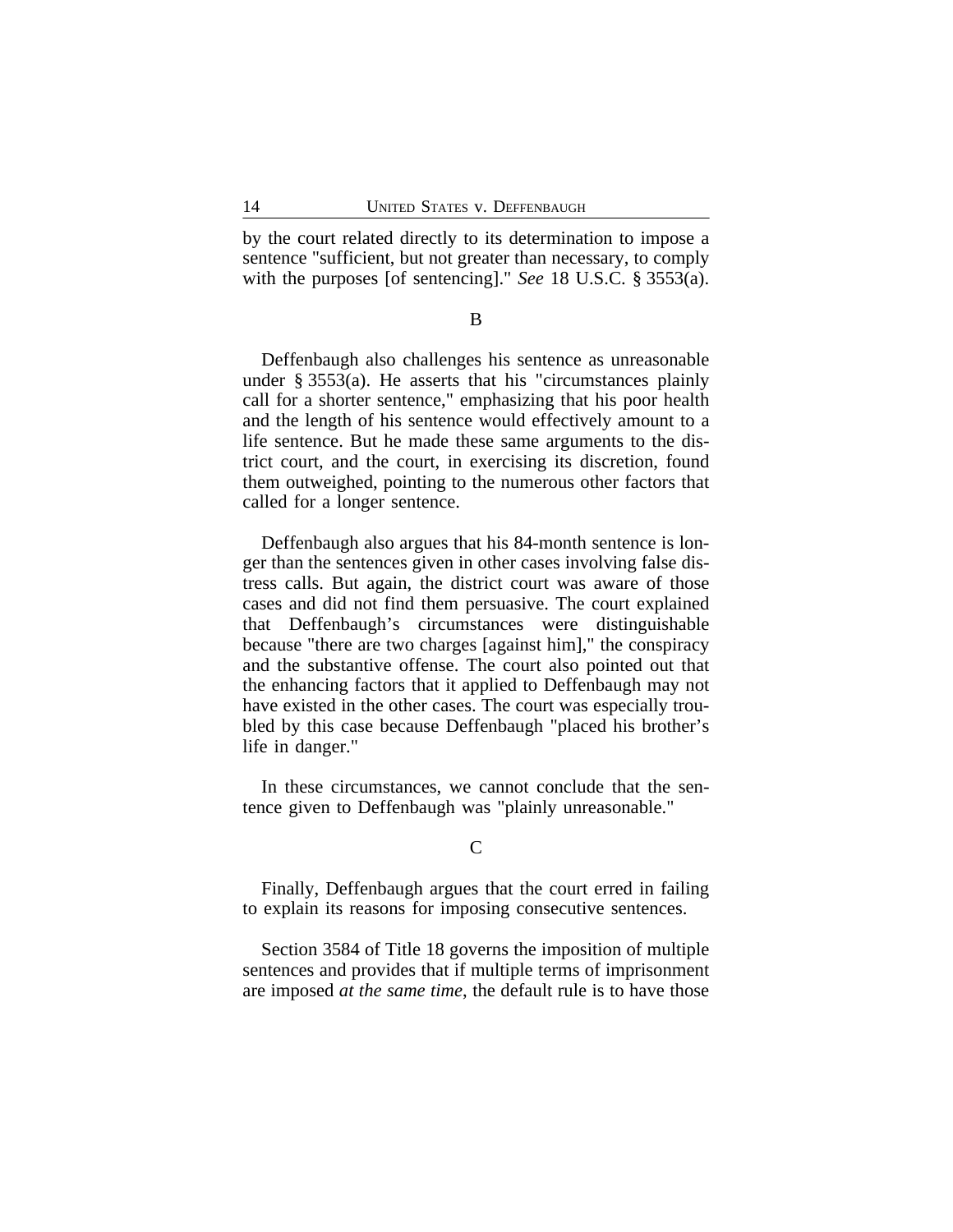by the court related directly to its determination to impose a sentence "sufficient, but not greater than necessary, to comply with the purposes [of sentencing]." *See* 18 U.S.C. § 3553(a).

### B

Deffenbaugh also challenges his sentence as unreasonable under § 3553(a). He asserts that his "circumstances plainly call for a shorter sentence," emphasizing that his poor health and the length of his sentence would effectively amount to a life sentence. But he made these same arguments to the district court, and the court, in exercising its discretion, found them outweighed, pointing to the numerous other factors that called for a longer sentence.

Deffenbaugh also argues that his 84-month sentence is longer than the sentences given in other cases involving false distress calls. But again, the district court was aware of those cases and did not find them persuasive. The court explained that Deffenbaugh's circumstances were distinguishable because "there are two charges [against him]," the conspiracy and the substantive offense. The court also pointed out that the enhancing factors that it applied to Deffenbaugh may not have existed in the other cases. The court was especially troubled by this case because Deffenbaugh "placed his brother's life in danger."

In these circumstances, we cannot conclude that the sentence given to Deffenbaugh was "plainly unreasonable."

### C

Finally, Deffenbaugh argues that the court erred in failing to explain its reasons for imposing consecutive sentences.

Section 3584 of Title 18 governs the imposition of multiple sentences and provides that if multiple terms of imprisonment are imposed *at the same time*, the default rule is to have those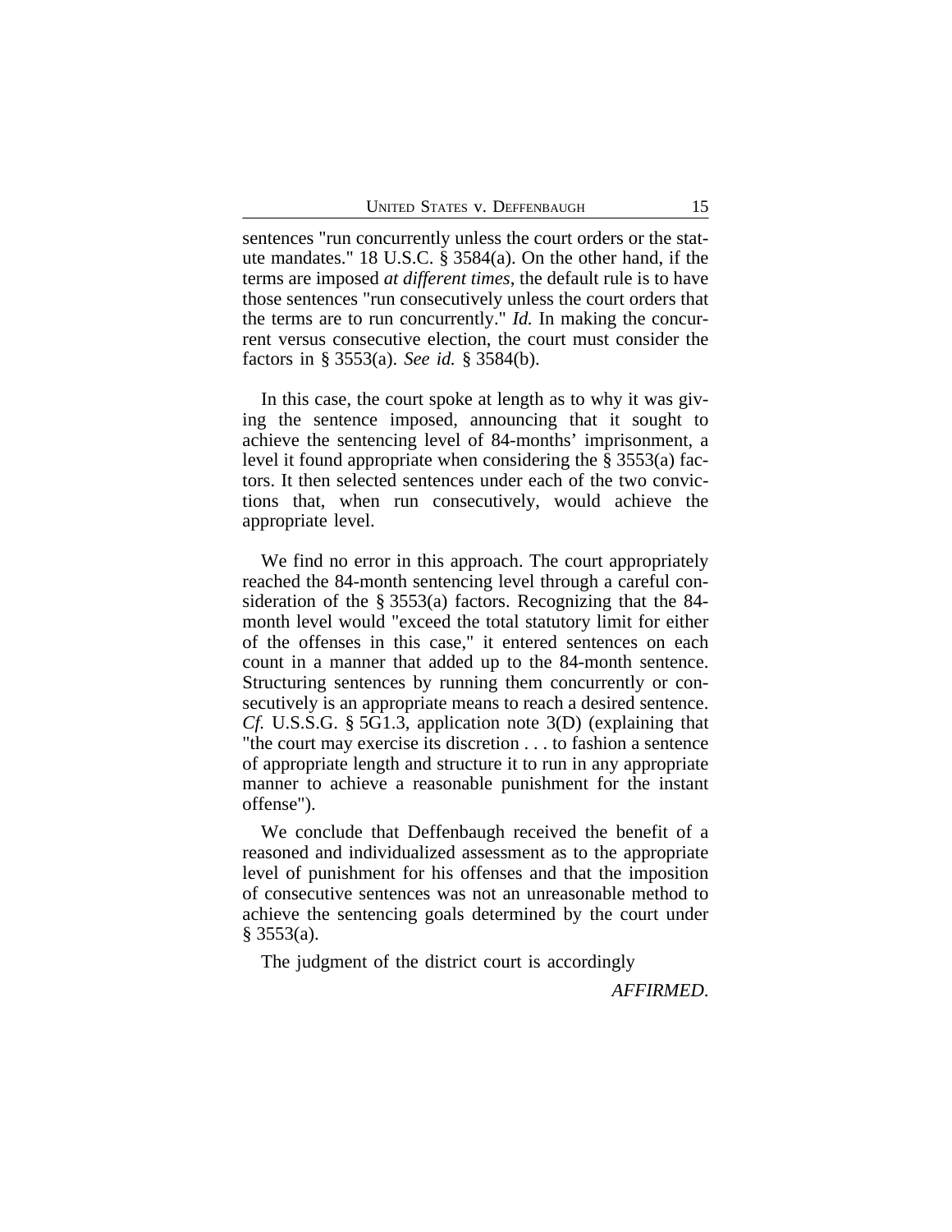sentences "run concurrently unless the court orders or the statute mandates." 18 U.S.C. § 3584(a). On the other hand, if the terms are imposed *at different times*, the default rule is to have those sentences "run consecutively unless the court orders that the terms are to run concurrently." *Id.* In making the concurrent versus consecutive election, the court must consider the factors in § 3553(a). *See id.* § 3584(b).

In this case, the court spoke at length as to why it was giving the sentence imposed, announcing that it sought to achieve the sentencing level of 84-months' imprisonment, a level it found appropriate when considering the § 3553(a) factors. It then selected sentences under each of the two convictions that, when run consecutively, would achieve the appropriate level.

We find no error in this approach. The court appropriately reached the 84-month sentencing level through a careful consideration of the § 3553(a) factors. Recognizing that the 84-month level would "exceed the total statutory limit for either of the offenses in this case," it entered sentences on each count in a manner that added up to the 84-month sentence. Structuring sentences by running them concurrently or consecutively is an appropriate means to reach a desired sentence. *Cf.* U.S.S.G. § 5G1.3, application note 3(D) (explaining that "the court may exercise its discretion . . . to fashion a sentence of appropriate length and structure it to run in any appropriate manner to achieve a reasonable punishment for the instant offense").

We conclude that Deffenbaugh received the benefit of a reasoned and individualized assessment as to the appropriate level of punishment for his offenses and that the imposition of consecutive sentences was not an unreasonable method to achieve the sentencing goals determined by the court under § 3553(a).

The judgment of the district court is accordingly

*AFFIRMED.*